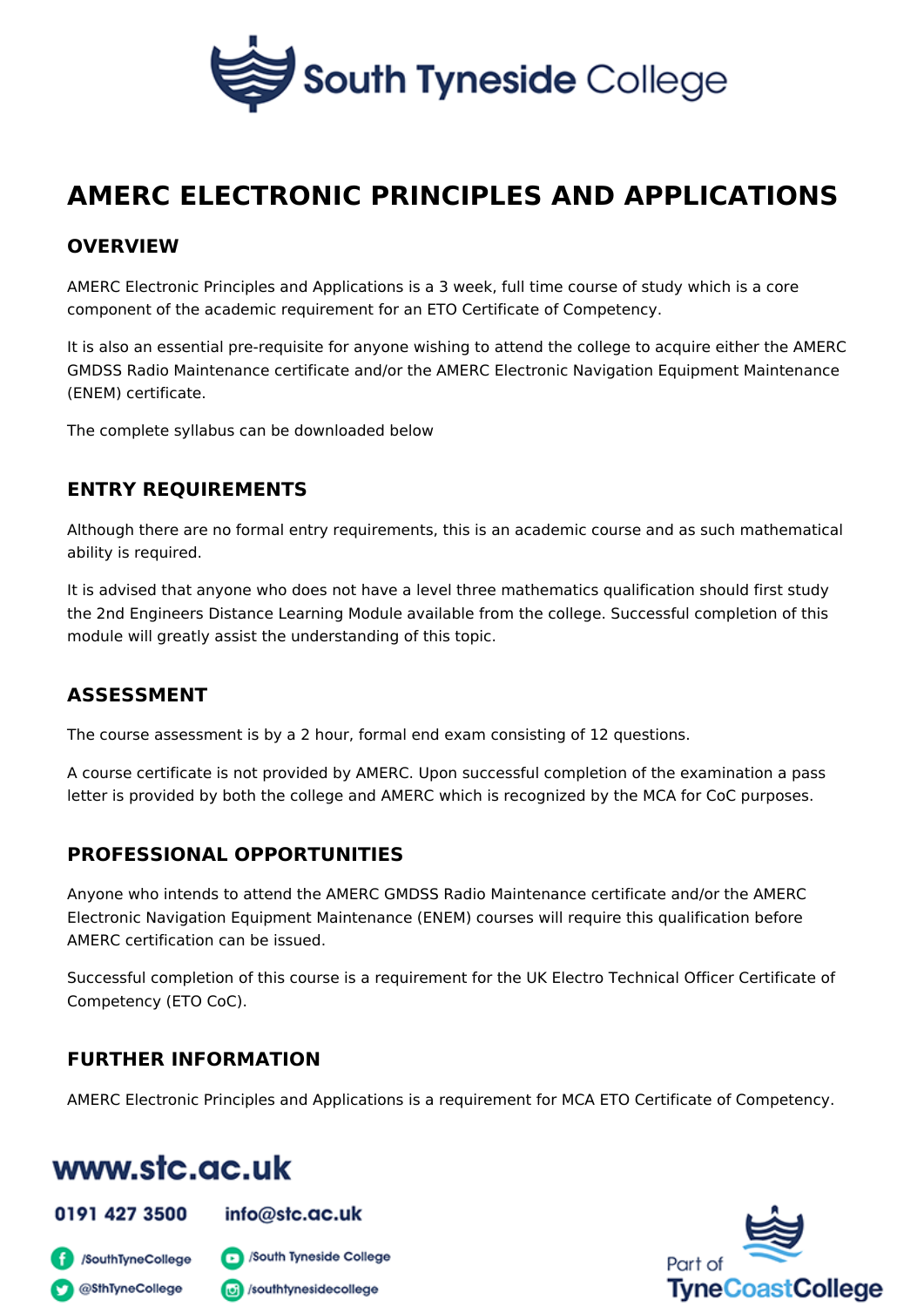# AMERC ELECTRONIC PRINCIPLES AND APPLICATIONS

## OVERVIEW

AMERC Electronic Principles and Applications is a 3 week, full time course of study which is a core component of the academic requirement for an ETO Certificate of Competency.

It is also an essential pre-requisite for anyone wishing to attend the college to acquire either the AMERC GMDSS Radio Maintenance certificate and/or the AMERC Electronic Navigation Equipment Maintenance (ENEM) certificate.

The complete syllabus can be downloaded below

## ENTRY REQUIREMENTS

Although there are no formal entry requirements, this is an academic course and as such mathematical ability is required.

It is advised that anyone who does not have a level three mathematics qualification should first study the 2nd Engineers Distance Learning Module available from the college. Successful completion of this module will greatly assist the understanding of this topic.

## ASSESSMENT

The course assessment is by a 2 hour, formal end exam consisting of 12 questions.

A course certificate is not provided by AMERC. Upon successful completion of the examination a pass letter is provided by both the college and AMERC which is recognized by the MCA for CoC purposes.

## PROFESSIONAL OPPORTUNITIES

Anyone who intends to attend the AMERC GMDSS Radio Maintenance certificate and/or the AMERC Electronic Navigation Equipment Maintenance (ENEM) courses will require this qualification before AMERC certification can be issued.

Successful completion of this course is a requirement for the UK Electro Technical Officer Certificate of Competency (ETO CoC).

## FURTHER INFORMATION

AMERC Electronic Principles and Applications is a requirement for MCA ETO Certificate of Competency.

www.stc.ac.uk

0191 427 3500 info@stc.ac.uk

/SouthTyneCollege /South Tyneside College

@SthTyneCollege /southtynesidecollege

Part of TyneCoastCollege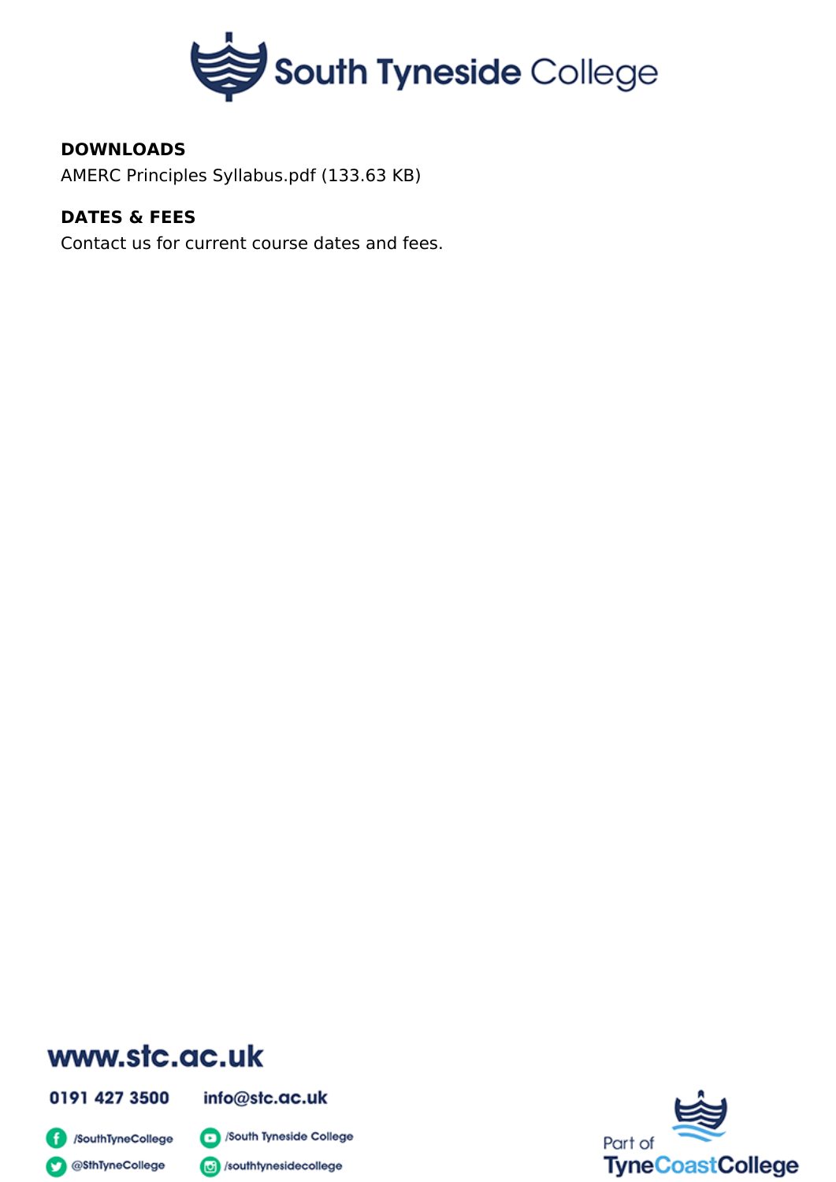**DOWNLOADS**

AMERC Principles Syllabus.pdf (133.63 KB)

**DATES & FEES**

Contact us for current course dates and fees.

www.stc.ac.uk

0191 427 3500 info@stc.ac.uk

/SouthTyneCollege /South Tyneside College

@SthTyneCollege /southtynesidecollege

Part of TyneCoastCollege